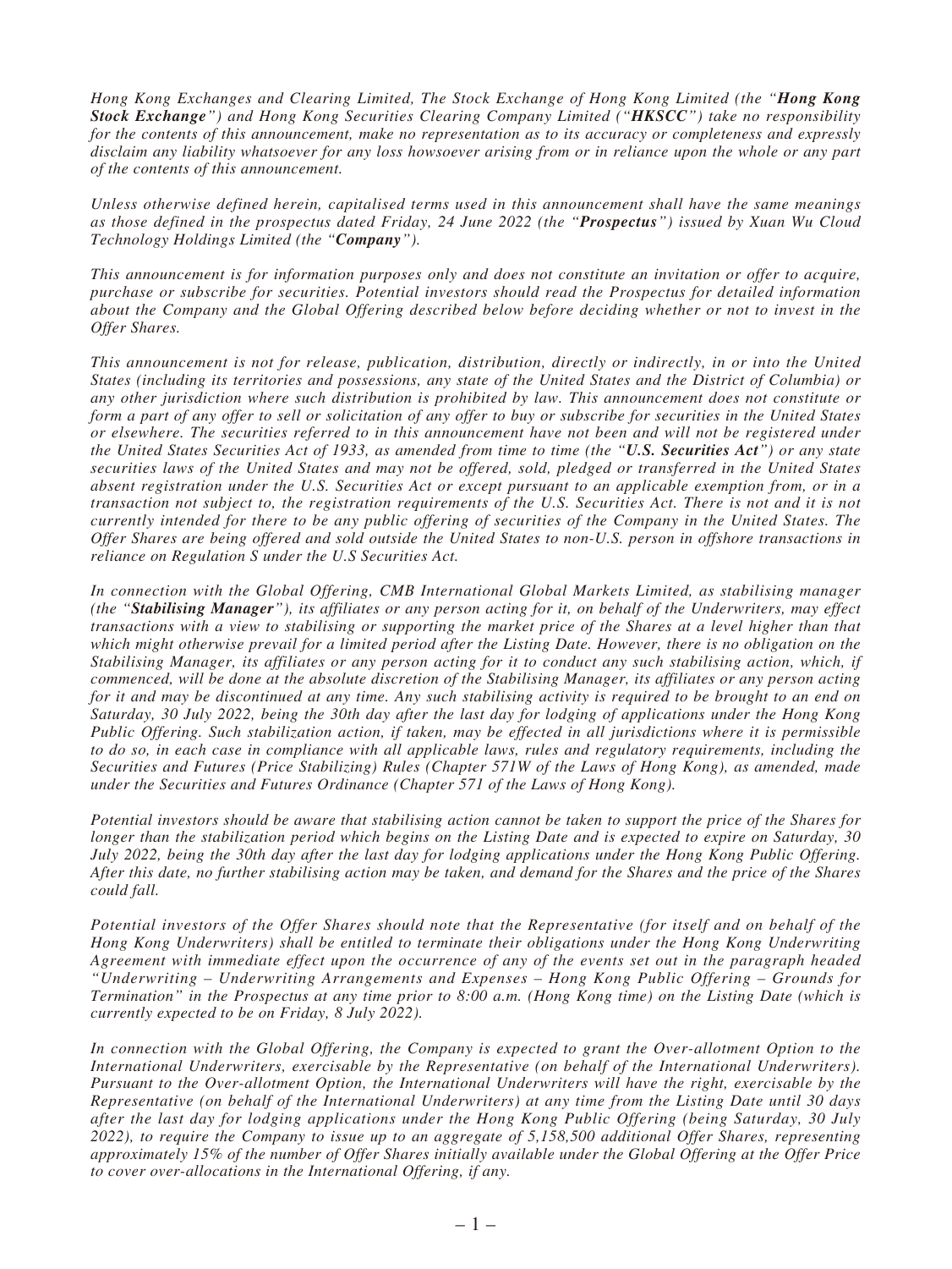*Hong Kong Exchanges and Clearing Limited, The Stock Exchange of Hong Kong Limited (the "**Hong Kong Stock Exchange**") and Hong Kong Securities Clearing Company Limited ("**HKSCC**") take no responsibility for the contents of this announcement, make no representation as to its accuracy or completeness and expressly disclaim any liability whatsoever for any loss howsoever arising from or in reliance upon the whole or any part of the contents of this announcement.*

*Unless otherwise defined herein, capitalised terms used in this announcement shall have the same meanings as those defined in the prospectus dated Friday, 24 June 2022 (the "**Prospectus**") issued by Xuan Wu Cloud Technology Holdings Limited (the "**Company**").*

*This announcement is for information purposes only and does not constitute an invitation or offer to acquire, purchase or subscribe for securities. Potential investors should read the Prospectus for detailed information about the Company and the Global Offering described below before deciding whether or not to invest in the Offer Shares.*

*This announcement is not for release, publication, distribution, directly or indirectly, in or into the United States (including its territories and possessions, any state of the United States and the District of Columbia) or any other jurisdiction where such distribution is prohibited by law. This announcement does not constitute or form a part of any offer to sell or solicitation of any offer to buy or subscribe for securities in the United States or elsewhere. The securities referred to in this announcement have not been and will not be registered under the United States Securities Act of 1933, as amended from time to time (the "**U.S. Securities Act**") or any state securities laws of the United States and may not be offered, sold, pledged or transferred in the United States absent registration under the U.S. Securities Act or except pursuant to an applicable exemption from, or in a transaction not subject to, the registration requirements of the U.S. Securities Act. There is not and it is not currently intended for there to be any public offering of securities of the Company in the United States. The Offer Shares are being offered and sold outside the United States to non-U.S. person in offshore transactions in reliance on Regulation S under the U.S Securities Act.*

*In connection with the Global Offering, CMB International Global Markets Limited, as stabilising manager (the "**Stabilising Manager**"), its affiliates or any person acting for it, on behalf of the Underwriters, may effect transactions with a view to stabilising or supporting the market price of the Shares at a level higher than that which might otherwise prevail for a limited period after the Listing Date. However, there is no obligation on the Stabilising Manager, its affiliates or any person acting for it to conduct any such stabilising action, which, if commenced, will be done at the absolute discretion of the Stabilising Manager, its affiliates or any person acting for it and may be discontinued at any time. Any such stabilising activity is required to be brought to an end on Saturday, 30 July 2022, being the 30th day after the last day for lodging of applications under the Hong Kong Public Offering. Such stabilization action, if taken, may be effected in all jurisdictions where it is permissible to do so, in each case in compliance with all applicable laws, rules and regulatory requirements, including the Securities and Futures (Price Stabilizing) Rules (Chapter 571W of the Laws of Hong Kong), as amended, made under the Securities and Futures Ordinance (Chapter 571 of the Laws of Hong Kong).*

*Potential investors should be aware that stabilising action cannot be taken to support the price of the Shares for longer than the stabilization period which begins on the Listing Date and is expected to expire on Saturday, 30 July 2022, being the 30th day after the last day for lodging applications under the Hong Kong Public Offering. After this date, no further stabilising action may be taken, and demand for the Shares and the price of the Shares could fall.*

*Potential investors of the Offer Shares should note that the Representative (for itself and on behalf of the Hong Kong Underwriters) shall be entitled to terminate their obligations under the Hong Kong Underwriting Agreement with immediate effect upon the occurrence of any of the events set out in the paragraph headed "Underwriting – Underwriting Arrangements and Expenses – Hong Kong Public Offering – Grounds for Termination" in the Prospectus at any time prior to 8:00 a.m. (Hong Kong time) on the Listing Date (which is currently expected to be on Friday, 8 July 2022).*

*In connection with the Global Offering, the Company is expected to grant the Over-allotment Option to the International Underwriters, exercisable by the Representative (on behalf of the International Underwriters). Pursuant to the Over-allotment Option, the International Underwriters will have the right, exercisable by the Representative (on behalf of the International Underwriters) at any time from the Listing Date until 30 days after the last day for lodging applications under the Hong Kong Public Offering (being Saturday, 30 July 2022), to require the Company to issue up to an aggregate of 5,158,500 additional Offer Shares, representing approximately 15% of the number of Offer Shares initially available under the Global Offering at the Offer Price to cover over-allocations in the International Offering, if any.*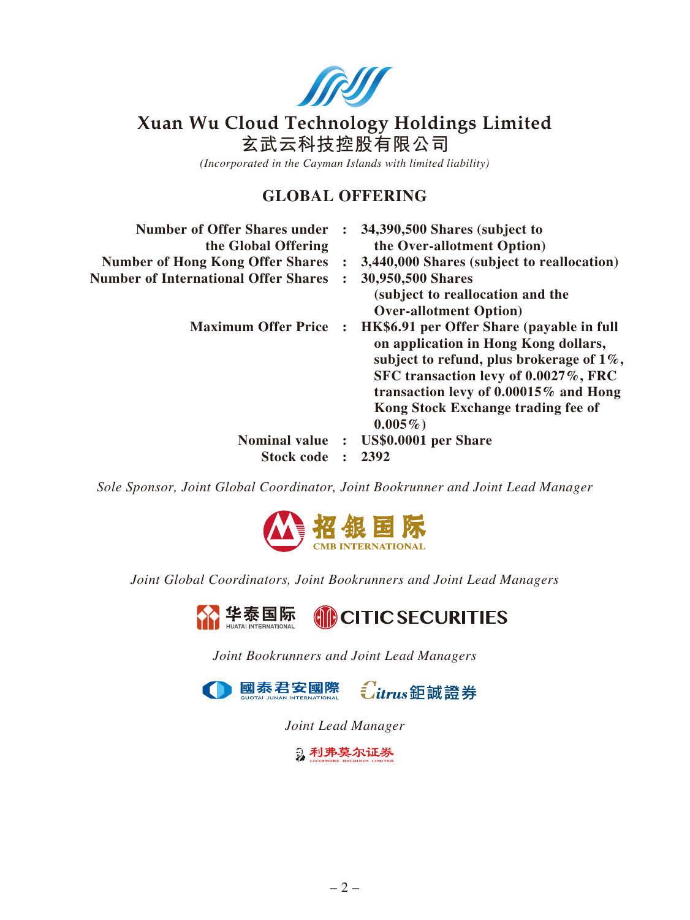# Xuan Wu Cloud Technology Holdings Limited
# 玄武云科技控股有限公司

*(Incorporated in the Cayman Islands with limited liability)*

## GLOBAL OFFERING

| | | |
|---|---|---|
| **Number of Offer Shares under the Global Offering** | **:** | **34,390,500 Shares (subject to the Over-allotment Option)** |
| **Number of Hong Kong Offer Shares** | **:** | **3,440,000 Shares (subject to reallocation)** |
| **Number of International Offer Shares** | **:** | **30,950,500 Shares (subject to reallocation and the Over-allotment Option)** |
| **Maximum Offer Price** | **:** | **HK$6.91 per Offer Share (payable in full on application in Hong Kong dollars, subject to refund, plus brokerage of 1%, SFC transaction levy of 0.0027%, FRC transaction levy of 0.00015% and Hong Kong Stock Exchange trading fee of 0.005%)** |
| **Nominal value** | **:** | **US$0.0001 per Share** |
| **Stock code** | **:** | **2392** |

*Sole Sponsor, Joint Global Coordinator, Joint Bookrunner and Joint Lead Manager*

招銀国际 CMB INTERNATIONAL

*Joint Global Coordinators, Joint Bookrunners and Joint Lead Managers*

华泰国际 HUATAI INTERNATIONAL

CITIC SECURITIES

*Joint Bookrunners and Joint Lead Managers*

國泰君安國際 GUOTAI JUNAN INTERNATIONAL

Citrus 鉅誠證券

*Joint Lead Manager*

利弗莫尔证券 LIVERMORE HOLDINGS LIMITED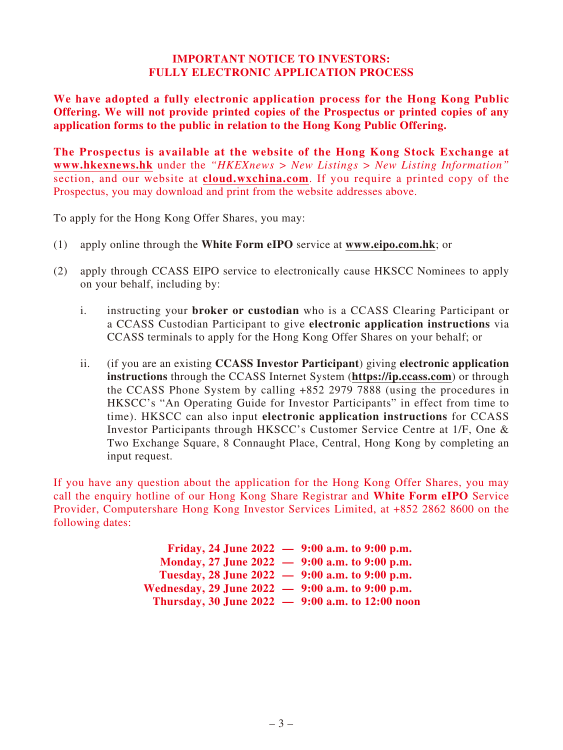**IMPORTANT NOTICE TO INVESTORS:**
**FULLY ELECTRONIC APPLICATION PROCESS**

**We have adopted a fully electronic application process for the Hong Kong Public Offering. We will not provide printed copies of the Prospectus or printed copies of any application forms to the public in relation to the Hong Kong Public Offering.**

**The Prospectus is available at the website of the Hong Kong Stock Exchange at www.hkexnews.hk** under the *"HKEXnews > New Listings > New Listing Information"* section, and our website at **cloud.wxchina.com**. If you require a printed copy of the Prospectus, you may download and print from the website addresses above.

To apply for the Hong Kong Offer Shares, you may:

(1) apply online through the **White Form eIPO** service at **www.eipo.com.hk**; or

(2) apply through CCASS EIPO service to electronically cause HKSCC Nominees to apply on your behalf, including by:

   i. instructing your **broker or custodian** who is a CCASS Clearing Participant or a CCASS Custodian Participant to give **electronic application instructions** via CCASS terminals to apply for the Hong Kong Offer Shares on your behalf; or

   ii. (if you are an existing **CCASS Investor Participant**) giving **electronic application instructions** through the CCASS Internet System (**https://ip.ccass.com**) or through the CCASS Phone System by calling +852 2979 7888 (using the procedures in HKSCC's "An Operating Guide for Investor Participants" in effect from time to time). HKSCC can also input **electronic application instructions** for CCASS Investor Participants through HKSCC's Customer Service Centre at 1/F, One & Two Exchange Square, 8 Connaught Place, Central, Hong Kong by completing an input request.

If you have any question about the application for the Hong Kong Offer Shares, you may call the enquiry hotline of our Hong Kong Share Registrar and **White Form eIPO** Service Provider, Computershare Hong Kong Investor Services Limited, at +852 2862 8600 on the following dates:

**Friday, 24 June 2022 — 9:00 a.m. to 9:00 p.m.**
**Monday, 27 June 2022 — 9:00 a.m. to 9:00 p.m.**
**Tuesday, 28 June 2022 — 9:00 a.m. to 9:00 p.m.**
**Wednesday, 29 June 2022 — 9:00 a.m. to 9:00 p.m.**
**Thursday, 30 June 2022 — 9:00 a.m. to 12:00 noon**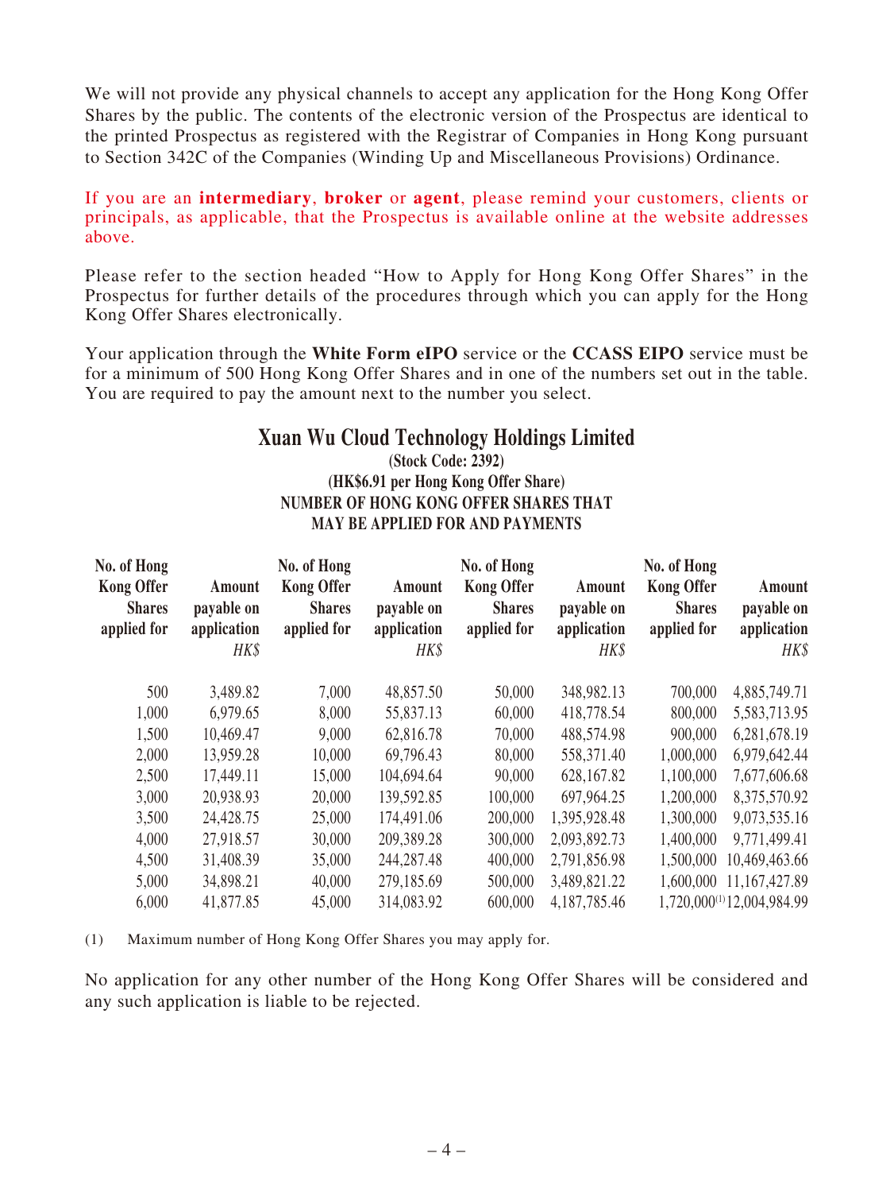We will not provide any physical channels to accept any application for the Hong Kong Offer Shares by the public. The contents of the electronic version of the Prospectus are identical to the printed Prospectus as registered with the Registrar of Companies in Hong Kong pursuant to Section 342C of the Companies (Winding Up and Miscellaneous Provisions) Ordinance.

If you are an **intermediary**, **broker** or **agent**, please remind your customers, clients or principals, as applicable, that the Prospectus is available online at the website addresses above.

Please refer to the section headed "How to Apply for Hong Kong Offer Shares" in the Prospectus for further details of the procedures through which you can apply for the Hong Kong Offer Shares electronically.

Your application through the **White Form eIPO** service or the **CCASS EIPO** service must be for a minimum of 500 Hong Kong Offer Shares and in one of the numbers set out in the table. You are required to pay the amount next to the number you select.

## Xuan Wu Cloud Technology Holdings Limited

**(Stock Code: 2392)**

**(HK$6.91 per Hong Kong Offer Share)**

**NUMBER OF HONG KONG OFFER SHARES THAT MAY BE APPLIED FOR AND PAYMENTS**

| No. of Hong Kong Offer Shares applied for | Amount payable on application *HK$* | No. of Hong Kong Offer Shares applied for | Amount payable on application *HK$* | No. of Hong Kong Offer Shares applied for | Amount payable on application *HK$* | No. of Hong Kong Offer Shares applied for | Amount payable on application *HK$* |
|---|---|---|---|---|---|---|---|
| 500 | 3,489.82 | 7,000 | 48,857.50 | 50,000 | 348,982.13 | 700,000 | 4,885,749.71 |
| 1,000 | 6,979.65 | 8,000 | 55,837.13 | 60,000 | 418,778.54 | 800,000 | 5,583,713.95 |
| 1,500 | 10,469.47 | 9,000 | 62,816.78 | 70,000 | 488,574.98 | 900,000 | 6,281,678.19 |
| 2,000 | 13,959.28 | 10,000 | 69,796.43 | 80,000 | 558,371.40 | 1,000,000 | 6,979,642.44 |
| 2,500 | 17,449.11 | 15,000 | 104,694.64 | 90,000 | 628,167.82 | 1,100,000 | 7,677,606.68 |
| 3,000 | 20,938.93 | 20,000 | 139,592.85 | 100,000 | 697,964.25 | 1,200,000 | 8,375,570.92 |
| 3,500 | 24,428.75 | 25,000 | 174,491.06 | 200,000 | 1,395,928.48 | 1,300,000 | 9,073,535.16 |
| 4,000 | 27,918.57 | 30,000 | 209,389.28 | 300,000 | 2,093,892.73 | 1,400,000 | 9,771,499.41 |
| 4,500 | 31,408.39 | 35,000 | 244,287.48 | 400,000 | 2,791,856.98 | 1,500,000 | 10,469,463.66 |
| 5,000 | 34,898.21 | 40,000 | 279,185.69 | 500,000 | 3,489,821.22 | 1,600,000 | 11,167,427.89 |
| 6,000 | 41,877.85 | 45,000 | 314,083.92 | 600,000 | 4,187,785.46 | 1,720,000[(1)] | 12,004,984.99 |

(1) Maximum number of Hong Kong Offer Shares you may apply for.

No application for any other number of the Hong Kong Offer Shares will be considered and any such application is liable to be rejected.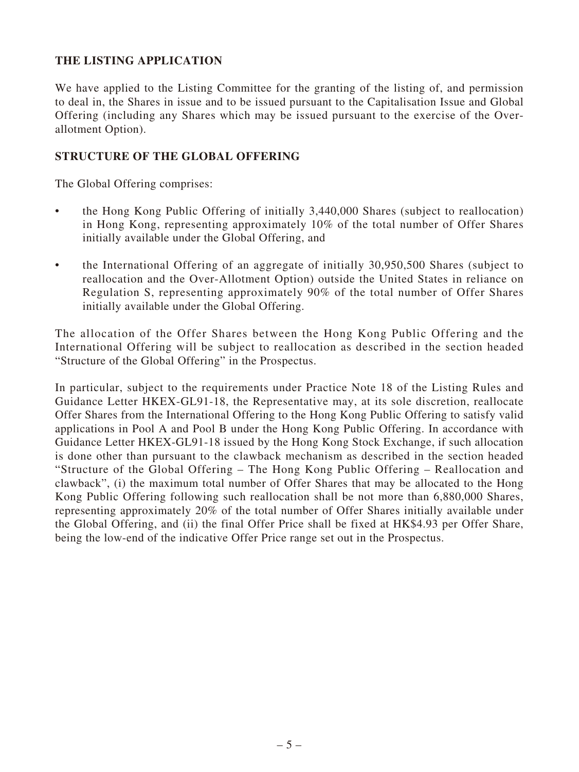## THE LISTING APPLICATION

We have applied to the Listing Committee for the granting of the listing of, and permission to deal in, the Shares in issue and to be issued pursuant to the Capitalisation Issue and Global Offering (including any Shares which may be issued pursuant to the exercise of the Over-allotment Option).

## STRUCTURE OF THE GLOBAL OFFERING

The Global Offering comprises:

- the Hong Kong Public Offering of initially 3,440,000 Shares (subject to reallocation) in Hong Kong, representing approximately 10% of the total number of Offer Shares initially available under the Global Offering, and
- the International Offering of an aggregate of initially 30,950,500 Shares (subject to reallocation and the Over-Allotment Option) outside the United States in reliance on Regulation S, representing approximately 90% of the total number of Offer Shares initially available under the Global Offering.

The allocation of the Offer Shares between the Hong Kong Public Offering and the International Offering will be subject to reallocation as described in the section headed "Structure of the Global Offering" in the Prospectus.

In particular, subject to the requirements under Practice Note 18 of the Listing Rules and Guidance Letter HKEX-GL91-18, the Representative may, at its sole discretion, reallocate Offer Shares from the International Offering to the Hong Kong Public Offering to satisfy valid applications in Pool A and Pool B under the Hong Kong Public Offering. In accordance with Guidance Letter HKEX-GL91-18 issued by the Hong Kong Stock Exchange, if such allocation is done other than pursuant to the clawback mechanism as described in the section headed "Structure of the Global Offering – The Hong Kong Public Offering – Reallocation and clawback", (i) the maximum total number of Offer Shares that may be allocated to the Hong Kong Public Offering following such reallocation shall be not more than 6,880,000 Shares, representing approximately 20% of the total number of Offer Shares initially available under the Global Offering, and (ii) the final Offer Price shall be fixed at HK$4.93 per Offer Share, being the low-end of the indicative Offer Price range set out in the Prospectus.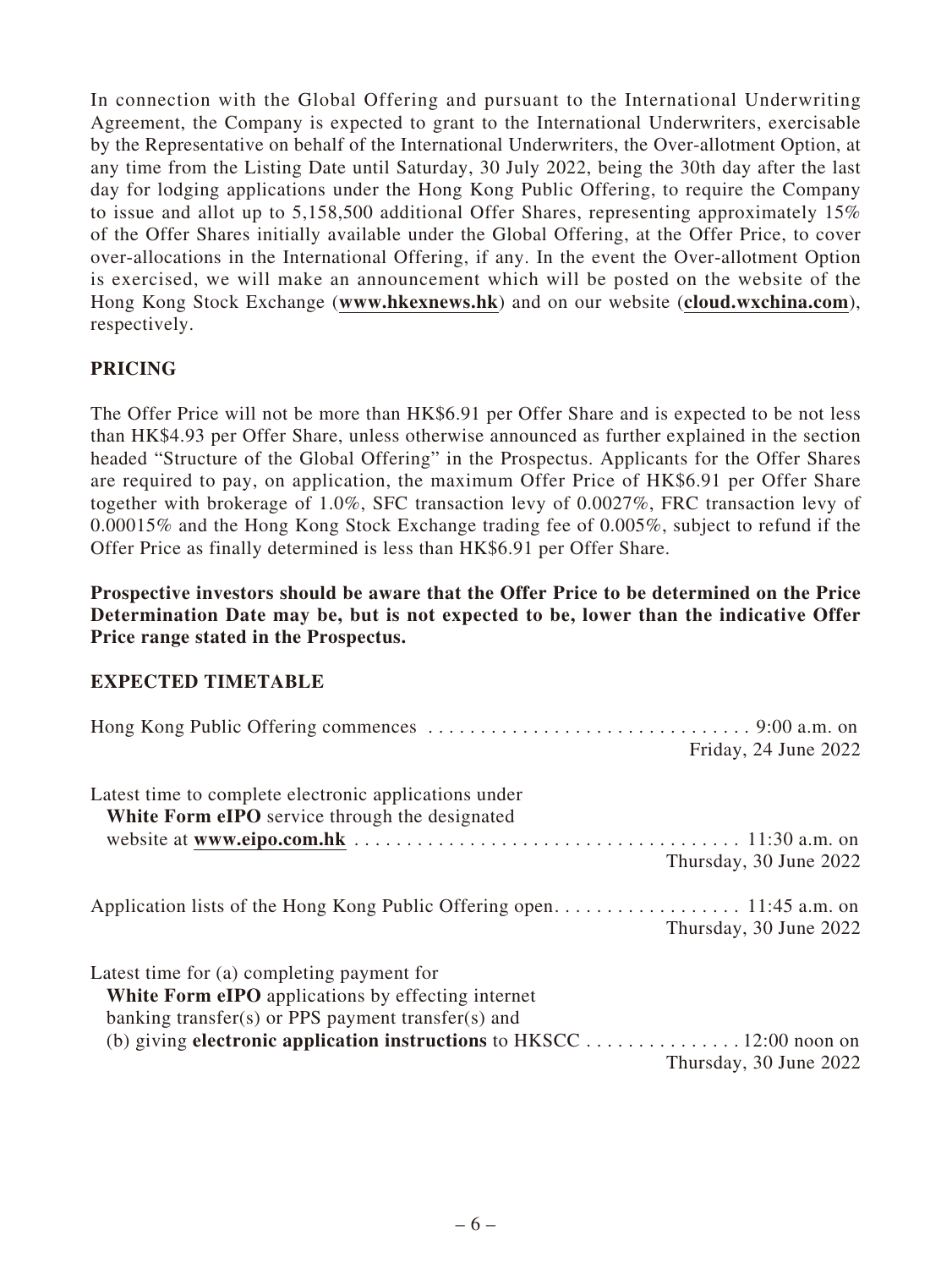In connection with the Global Offering and pursuant to the International Underwriting Agreement, the Company is expected to grant to the International Underwriters, exercisable by the Representative on behalf of the International Underwriters, the Over-allotment Option, at any time from the Listing Date until Saturday, 30 July 2022, being the 30th day after the last day for lodging applications under the Hong Kong Public Offering, to require the Company to issue and allot up to 5,158,500 additional Offer Shares, representing approximately 15% of the Offer Shares initially available under the Global Offering, at the Offer Price, to cover over-allocations in the International Offering, if any. In the event the Over-allotment Option is exercised, we will make an announcement which will be posted on the website of the Hong Kong Stock Exchange (**www.hkexnews.hk**) and on our website (**cloud.wxchina.com**), respectively.

## PRICING

The Offer Price will not be more than HK$6.91 per Offer Share and is expected to be not less than HK$4.93 per Offer Share, unless otherwise announced as further explained in the section headed "Structure of the Global Offering" in the Prospectus. Applicants for the Offer Shares are required to pay, on application, the maximum Offer Price of HK$6.91 per Offer Share together with brokerage of 1.0%, SFC transaction levy of 0.0027%, FRC transaction levy of 0.00015% and the Hong Kong Stock Exchange trading fee of 0.005%, subject to refund if the Offer Price as finally determined is less than HK$6.91 per Offer Share.

**Prospective investors should be aware that the Offer Price to be determined on the Price Determination Date may be, but is not expected to be, lower than the indicative Offer Price range stated in the Prospectus.**

## EXPECTED TIMETABLE

| | |
|---|---|
| Hong Kong Public Offering commences | 9:00 a.m. on Friday, 24 June 2022 |
| Latest time to complete electronic applications under **White Form eIPO** service through the designated website at **www.eipo.com.hk** | 11:30 a.m. on Thursday, 30 June 2022 |
| Application lists of the Hong Kong Public Offering open | 11:45 a.m. on Thursday, 30 June 2022 |
| Latest time for (a) completing payment for **White Form eIPO** applications by effecting internet banking transfer(s) or PPS payment transfer(s) and (b) giving **electronic application instructions** to HKSCC | 12:00 noon on Thursday, 30 June 2022 |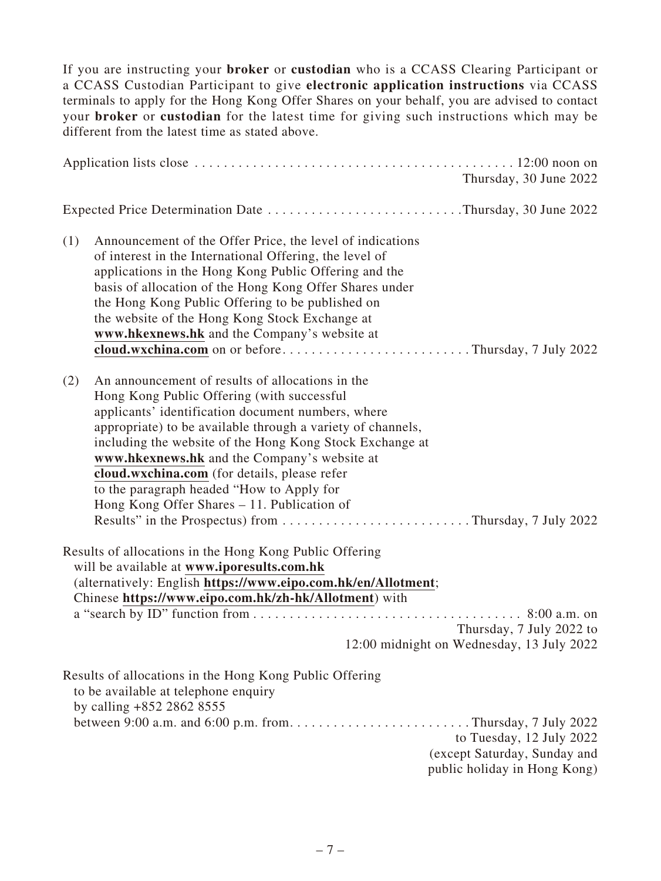If you are instructing your **broker** or **custodian** who is a CCASS Clearing Participant or a CCASS Custodian Participant to give **electronic application instructions** via CCASS terminals to apply for the Hong Kong Offer Shares on your behalf, you are advised to contact your **broker** or **custodian** for the latest time for giving such instructions which may be different from the latest time as stated above.

| | |
|---|---|
| Application lists close | 12:00 noon on Thursday, 30 June 2022 |
| Expected Price Determination Date | Thursday, 30 June 2022 |
| (1) Announcement of the Offer Price, the level of indications of interest in the International Offering, the level of applications in the Hong Kong Public Offering and the basis of allocation of the Hong Kong Offer Shares under the Hong Kong Public Offering to be published on the website of the Hong Kong Stock Exchange at **www.hkexnews.hk** and the Company's website at **cloud.wxchina.com** on or before | Thursday, 7 July 2022 |
| (2) An announcement of results of allocations in the Hong Kong Public Offering (with successful applicants' identification document numbers, where appropriate) to be available through a variety of channels, including the website of the Hong Kong Stock Exchange at **www.hkexnews.hk** and the Company's website at **cloud.wxchina.com** (for details, please refer to the paragraph headed "How to Apply for Hong Kong Offer Shares – 11. Publication of Results" in the Prospectus) from | Thursday, 7 July 2022 |
| Results of allocations in the Hong Kong Public Offering will be available at **www.iporesults.com.hk** (alternatively: English **https://www.eipo.com.hk/en/Allotment**; Chinese **https://www.eipo.com.hk/zh-hk/Allotment**) with a "search by ID" function from | 8:00 a.m. on Thursday, 7 July 2022 to 12:00 midnight on Wednesday, 13 July 2022 |
| Results of allocations in the Hong Kong Public Offering to be available at telephone enquiry by calling +852 2862 8555 between 9:00 a.m. and 6:00 p.m. from | Thursday, 7 July 2022 to Tuesday, 12 July 2022 (except Saturday, Sunday and public holiday in Hong Kong) |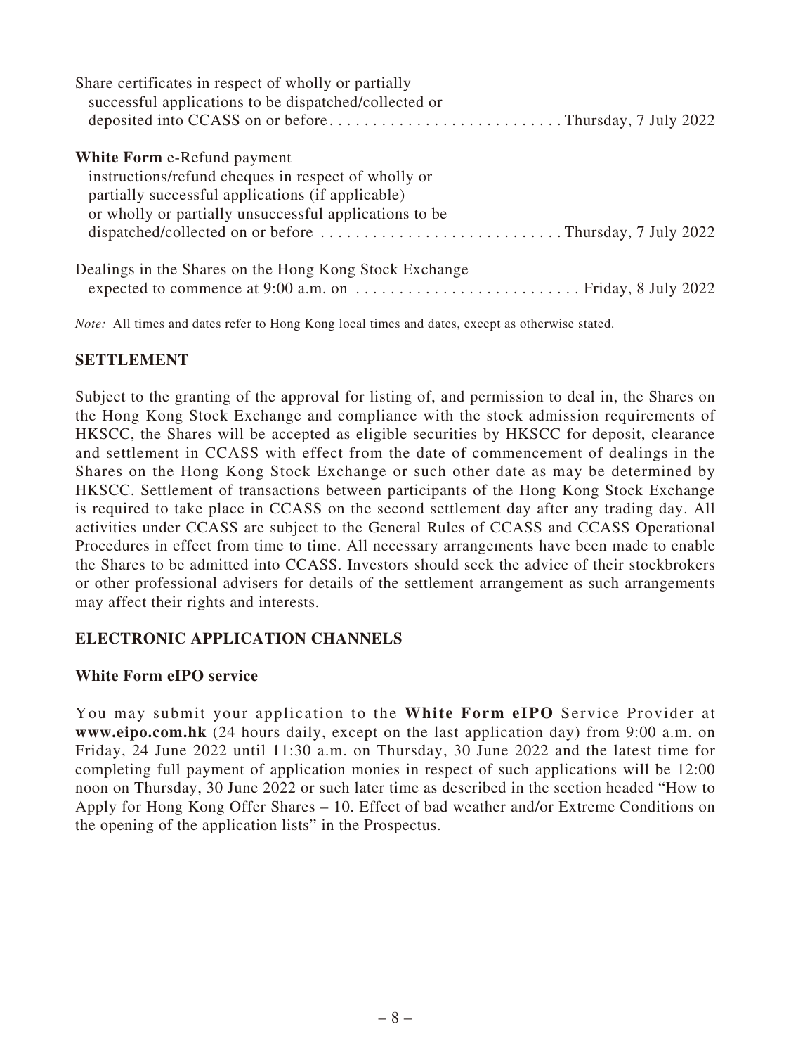Share certificates in respect of wholly or partially successful applications to be dispatched/collected or deposited into CCASS on or before . . . . . . . . . . . . . . . . . . . . . . . . . . Thursday, 7 July 2022

**White Form** e-Refund payment instructions/refund cheques in respect of wholly or partially successful applications (if applicable) or wholly or partially unsuccessful applications to be dispatched/collected on or before . . . . . . . . . . . . . . . . . . . . . . . . . . . . Thursday, 7 July 2022

Dealings in the Shares on the Hong Kong Stock Exchange expected to commence at 9:00 a.m. on . . . . . . . . . . . . . . . . . . . . . . . . . . Friday, 8 July 2022

*Note:* All times and dates refer to Hong Kong local times and dates, except as otherwise stated.

## SETTLEMENT

Subject to the granting of the approval for listing of, and permission to deal in, the Shares on the Hong Kong Stock Exchange and compliance with the stock admission requirements of HKSCC, the Shares will be accepted as eligible securities by HKSCC for deposit, clearance and settlement in CCASS with effect from the date of commencement of dealings in the Shares on the Hong Kong Stock Exchange or such other date as may be determined by HKSCC. Settlement of transactions between participants of the Hong Kong Stock Exchange is required to take place in CCASS on the second settlement day after any trading day. All activities under CCASS are subject to the General Rules of CCASS and CCASS Operational Procedures in effect from time to time. All necessary arrangements have been made to enable the Shares to be admitted into CCASS. Investors should seek the advice of their stockbrokers or other professional advisers for details of the settlement arrangement as such arrangements may affect their rights and interests.

## ELECTRONIC APPLICATION CHANNELS

### White Form eIPO service

You may submit your application to the **White Form eIPO** Service Provider at **www.eipo.com.hk** (24 hours daily, except on the last application day) from 9:00 a.m. on Friday, 24 June 2022 until 11:30 a.m. on Thursday, 30 June 2022 and the latest time for completing full payment of application monies in respect of such applications will be 12:00 noon on Thursday, 30 June 2022 or such later time as described in the section headed "How to Apply for Hong Kong Offer Shares – 10. Effect of bad weather and/or Extreme Conditions on the opening of the application lists" in the Prospectus.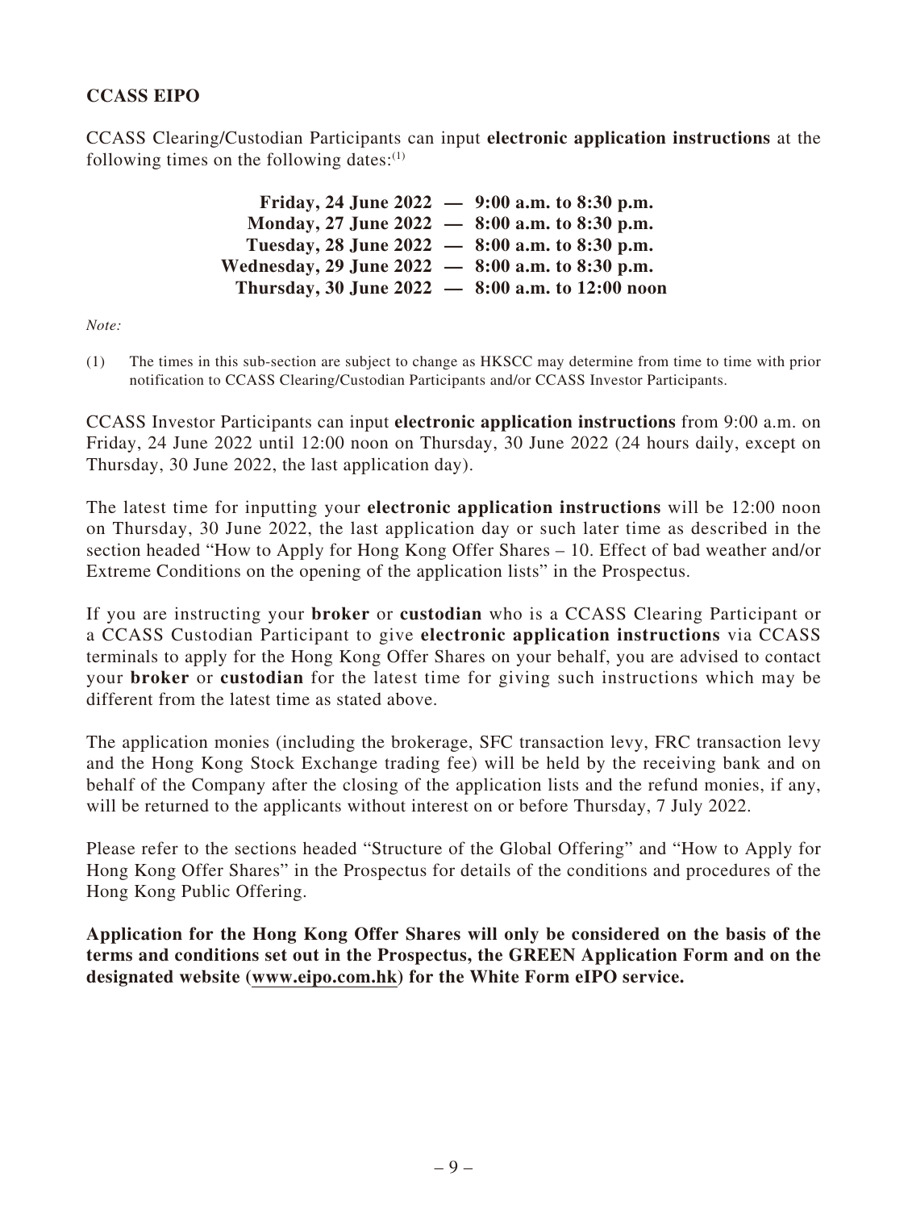### CCASS EIPO

CCASS Clearing/Custodian Participants can input **electronic application instructions** at the following times on the following dates:[1]

**Friday, 24 June 2022 — 9:00 a.m. to 8:30 p.m.**
**Monday, 27 June 2022 — 8:00 a.m. to 8:30 p.m.**
**Tuesday, 28 June 2022 — 8:00 a.m. to 8:30 p.m.**
**Wednesday, 29 June 2022 — 8:00 a.m. to 8:30 p.m.**
**Thursday, 30 June 2022 — 8:00 a.m. to 12:00 noon**

*Note:*

(1) The times in this sub-section are subject to change as HKSCC may determine from time to time with prior notification to CCASS Clearing/Custodian Participants and/or CCASS Investor Participants.

CCASS Investor Participants can input **electronic application instructions** from 9:00 a.m. on Friday, 24 June 2022 until 12:00 noon on Thursday, 30 June 2022 (24 hours daily, except on Thursday, 30 June 2022, the last application day).

The latest time for inputting your **electronic application instructions** will be 12:00 noon on Thursday, 30 June 2022, the last application day or such later time as described in the section headed "How to Apply for Hong Kong Offer Shares – 10. Effect of bad weather and/or Extreme Conditions on the opening of the application lists" in the Prospectus.

If you are instructing your **broker** or **custodian** who is a CCASS Clearing Participant or a CCASS Custodian Participant to give **electronic application instructions** via CCASS terminals to apply for the Hong Kong Offer Shares on your behalf, you are advised to contact your **broker** or **custodian** for the latest time for giving such instructions which may be different from the latest time as stated above.

The application monies (including the brokerage, SFC transaction levy, FRC transaction levy and the Hong Kong Stock Exchange trading fee) will be held by the receiving bank and on behalf of the Company after the closing of the application lists and the refund monies, if any, will be returned to the applicants without interest on or before Thursday, 7 July 2022.

Please refer to the sections headed "Structure of the Global Offering" and "How to Apply for Hong Kong Offer Shares" in the Prospectus for details of the conditions and procedures of the Hong Kong Public Offering.

**Application for the Hong Kong Offer Shares will only be considered on the basis of the terms and conditions set out in the Prospectus, the GREEN Application Form and on the designated website (www.eipo.com.hk) for the White Form eIPO service.**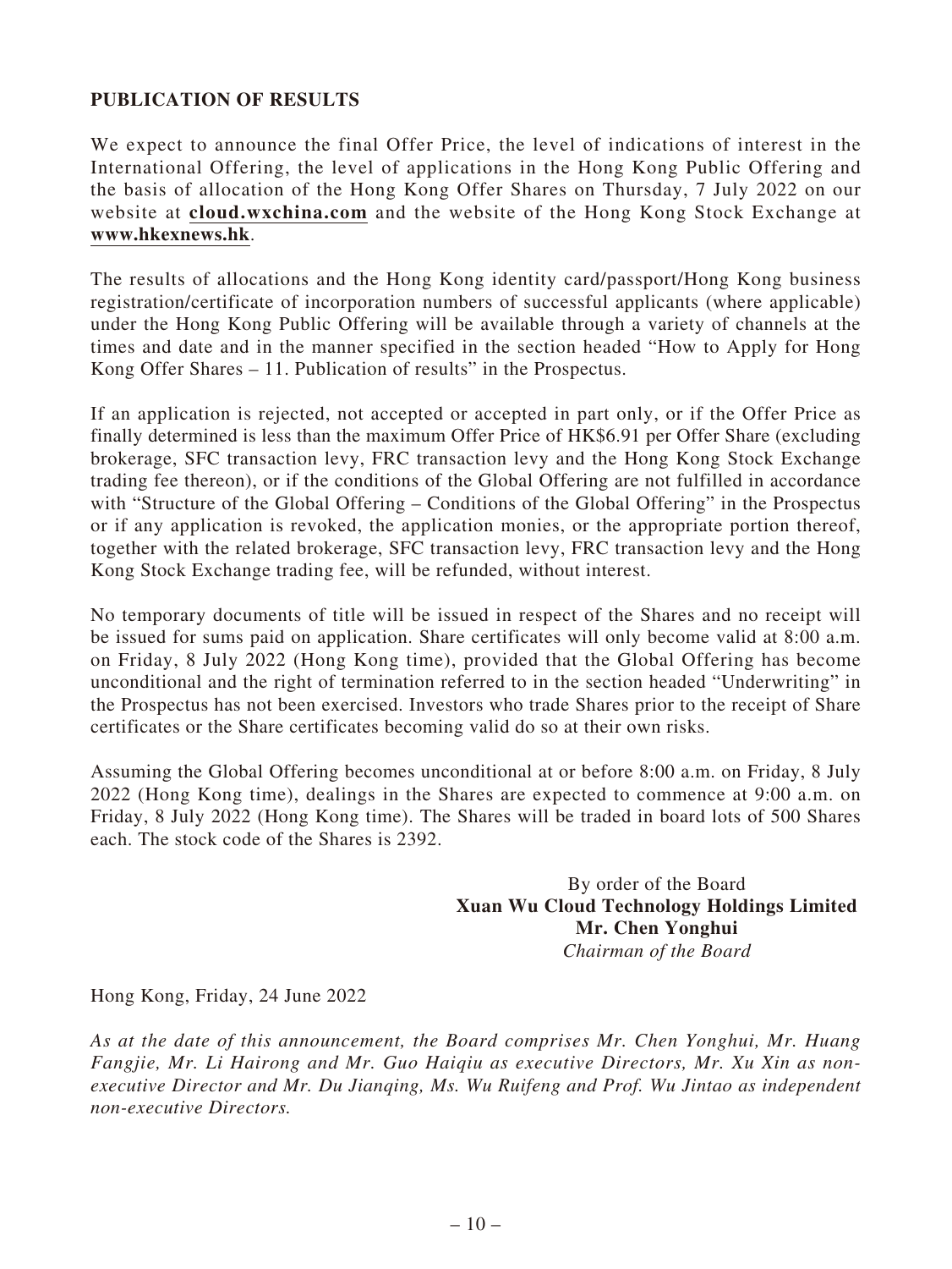**PUBLICATION OF RESULTS**

We expect to announce the final Offer Price, the level of indications of interest in the International Offering, the level of applications in the Hong Kong Public Offering and the basis of allocation of the Hong Kong Offer Shares on Thursday, 7 July 2022 on our website at **cloud.wxchina.com** and the website of the Hong Kong Stock Exchange at **www.hkexnews.hk**.

The results of allocations and the Hong Kong identity card/passport/Hong Kong business registration/certificate of incorporation numbers of successful applicants (where applicable) under the Hong Kong Public Offering will be available through a variety of channels at the times and date and in the manner specified in the section headed "How to Apply for Hong Kong Offer Shares – 11. Publication of results" in the Prospectus.

If an application is rejected, not accepted or accepted in part only, or if the Offer Price as finally determined is less than the maximum Offer Price of HK$6.91 per Offer Share (excluding brokerage, SFC transaction levy, FRC transaction levy and the Hong Kong Stock Exchange trading fee thereon), or if the conditions of the Global Offering are not fulfilled in accordance with "Structure of the Global Offering – Conditions of the Global Offering" in the Prospectus or if any application is revoked, the application monies, or the appropriate portion thereof, together with the related brokerage, SFC transaction levy, FRC transaction levy and the Hong Kong Stock Exchange trading fee, will be refunded, without interest.

No temporary documents of title will be issued in respect of the Shares and no receipt will be issued for sums paid on application. Share certificates will only become valid at 8:00 a.m. on Friday, 8 July 2022 (Hong Kong time), provided that the Global Offering has become unconditional and the right of termination referred to in the section headed "Underwriting" in the Prospectus has not been exercised. Investors who trade Shares prior to the receipt of Share certificates or the Share certificates becoming valid do so at their own risks.

Assuming the Global Offering becomes unconditional at or before 8:00 a.m. on Friday, 8 July 2022 (Hong Kong time), dealings in the Shares are expected to commence at 9:00 a.m. on Friday, 8 July 2022 (Hong Kong time). The Shares will be traded in board lots of 500 Shares each. The stock code of the Shares is 2392.

By order of the Board
**Xuan Wu Cloud Technology Holdings Limited**
**Mr. Chen Yonghui**
*Chairman of the Board*

Hong Kong, Friday, 24 June 2022

*As at the date of this announcement, the Board comprises Mr. Chen Yonghui, Mr. Huang Fangjie, Mr. Li Hairong and Mr. Guo Haiqiu as executive Directors, Mr. Xu Xin as non-executive Director and Mr. Du Jianqing, Ms. Wu Ruifeng and Prof. Wu Jintao as independent non-executive Directors.*